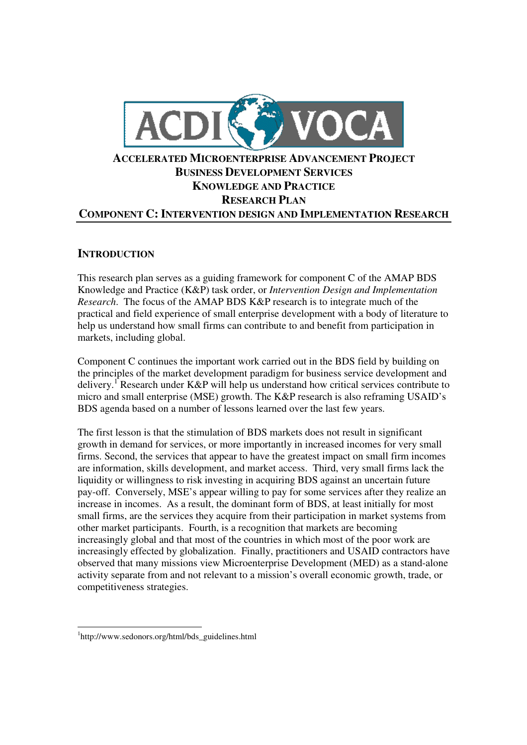# Accelerated Microenterprise Advancement Project
# Business Development Services
# Knowledge and Practice
# Research Plan
# Component C: Intervention design and Implementation Research

## Introduction

This research plan serves as a guiding framework for component C of the AMAP BDS Knowledge and Practice (K&P) task order, or *Intervention Design and Implementation Research*. The focus of the AMAP BDS K&P research is to integrate much of the practical and field experience of small enterprise development with a body of literature to help us understand how small firms can contribute to and benefit from participation in markets, including global.

Component C continues the important work carried out in the BDS field by building on the principles of the market development paradigm for business service development and delivery.[1] Research under K&P will help us understand how critical services contribute to micro and small enterprise (MSE) growth. The K&P research is also reframing USAID's BDS agenda based on a number of lessons learned over the last few years.

The first lesson is that the stimulation of BDS markets does not result in significant growth in demand for services, or more importantly in increased incomes for very small firms. Second, the services that appear to have the greatest impact on small firm incomes are information, skills development, and market access. Third, very small firms lack the liquidity or willingness to risk investing in acquiring BDS against an uncertain future pay-off. Conversely, MSE's appear willing to pay for some services after they realize an increase in incomes. As a result, the dominant form of BDS, at least initially for most small firms, are the services they acquire from their participation in market systems from other market participants. Fourth, is a recognition that markets are becoming increasingly global and that most of the countries in which most of the poor work are increasingly effected by globalization. Finally, practitioners and USAID contractors have observed that many missions view Microenterprise Development (MED) as a stand-alone activity separate from and not relevant to a mission's overall economic growth, trade, or competitiveness strategies.

---

[1] http://www.sedonors.org/html/bds_guidelines.html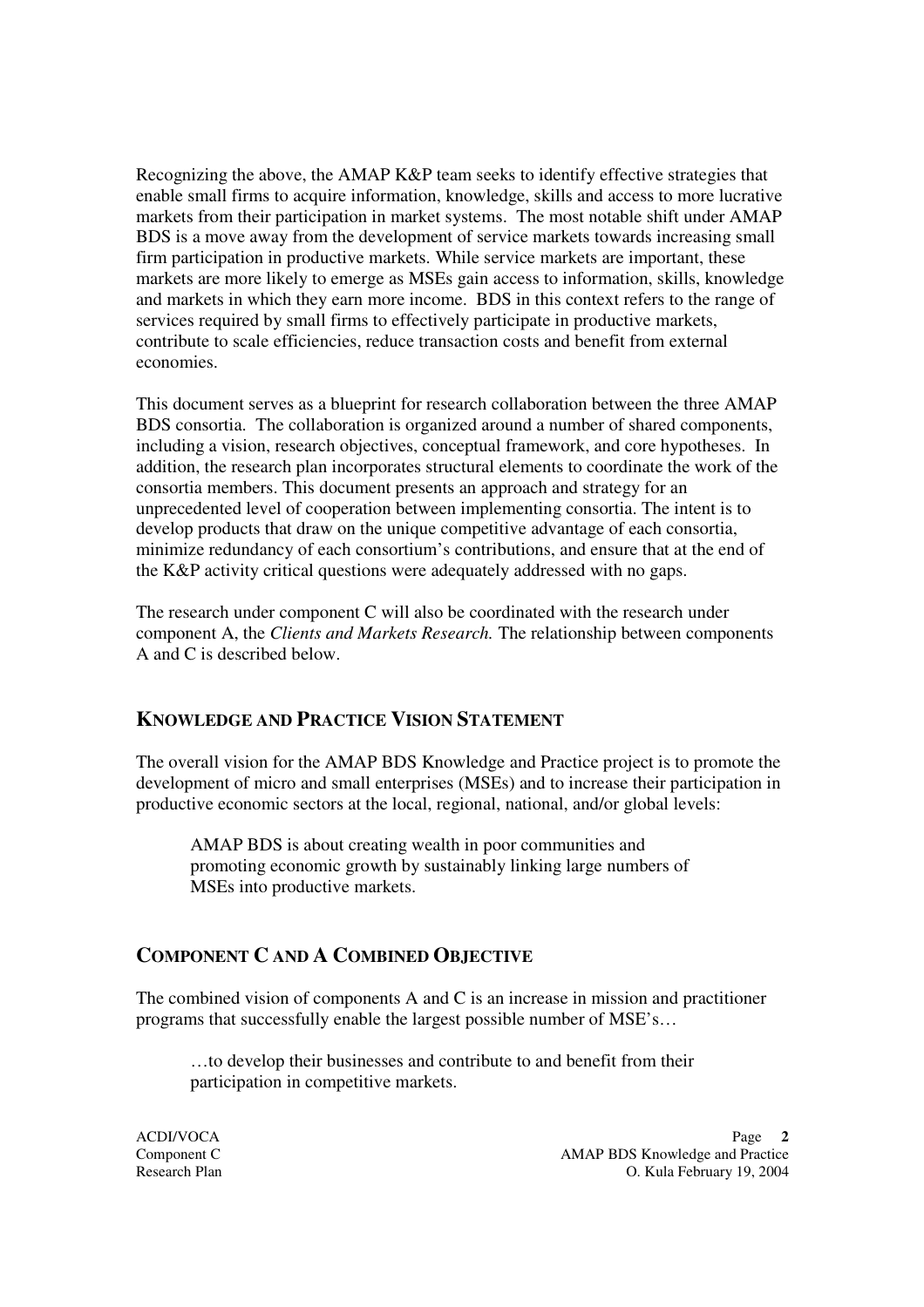Recognizing the above, the AMAP K&P team seeks to identify effective strategies that enable small firms to acquire information, knowledge, skills and access to more lucrative markets from their participation in market systems. The most notable shift under AMAP BDS is a move away from the development of service markets towards increasing small firm participation in productive markets. While service markets are important, these markets are more likely to emerge as MSEs gain access to information, skills, knowledge and markets in which they earn more income. BDS in this context refers to the range of services required by small firms to effectively participate in productive markets, contribute to scale efficiencies, reduce transaction costs and benefit from external economies.

This document serves as a blueprint for research collaboration between the three AMAP BDS consortia. The collaboration is organized around a number of shared components, including a vision, research objectives, conceptual framework, and core hypotheses. In addition, the research plan incorporates structural elements to coordinate the work of the consortia members. This document presents an approach and strategy for an unprecedented level of cooperation between implementing consortia. The intent is to develop products that draw on the unique competitive advantage of each consortia, minimize redundancy of each consortium's contributions, and ensure that at the end of the K&P activity critical questions were adequately addressed with no gaps.

The research under component C will also be coordinated with the research under component A, the *Clients and Markets Research.* The relationship between components A and C is described below.

## KNOWLEDGE AND PRACTICE VISION STATEMENT

The overall vision for the AMAP BDS Knowledge and Practice project is to promote the development of micro and small enterprises (MSEs) and to increase their participation in productive economic sectors at the local, regional, national, and/or global levels:

> AMAP BDS is about creating wealth in poor communities and promoting economic growth by sustainably linking large numbers of MSEs into productive markets.

## COMPONENT C AND A COMBINED OBJECTIVE

The combined vision of components A and C is an increase in mission and practitioner programs that successfully enable the largest possible number of MSE's…

> …to develop their businesses and contribute to and benefit from their participation in competitive markets.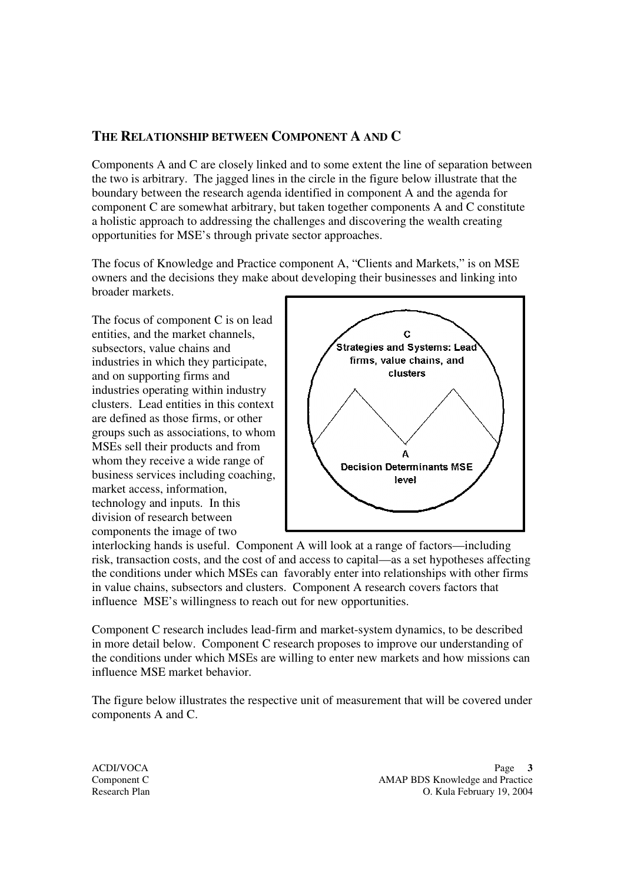## THE RELATIONSHIP BETWEEN COMPONENT A AND C

Components A and C are closely linked and to some extent the line of separation between the two is arbitrary. The jagged lines in the circle in the figure below illustrate that the boundary between the research agenda identified in component A and the agenda for component C are somewhat arbitrary, but taken together components A and C constitute a holistic approach to addressing the challenges and discovering the wealth creating opportunities for MSE's through private sector approaches.

The focus of Knowledge and Practice component A, "Clients and Markets," is on MSE owners and the decisions they make about developing their businesses and linking into broader markets.

The focus of component C is on lead entities, and the market channels, subsectors, value chains and industries in which they participate, and on supporting firms and industries operating within industry clusters. Lead entities in this context are defined as those firms, or other groups such as associations, to whom MSEs sell their products and from whom they receive a wide range of business services including coaching, market access, information, technology and inputs. In this division of research between components the image of two interlocking hands is useful. Component A will look at a range of factors—including risk, transaction costs, and the cost of and access to capital—as a set hypotheses affecting the conditions under which MSEs can favorably enter into relationships with other firms in value chains, subsectors and clusters. Component A research covers factors that influence MSE's willingness to reach out for new opportunities.

C
Strategies and Systems: Lead firms, value chains, and clusters

A
Decision Determinants MSE level

Component C research includes lead-firm and market-system dynamics, to be described in more detail below. Component C research proposes to improve our understanding of the conditions under which MSEs are willing to enter new markets and how missions can influence MSE market behavior.

The figure below illustrates the respective unit of measurement that will be covered under components A and C.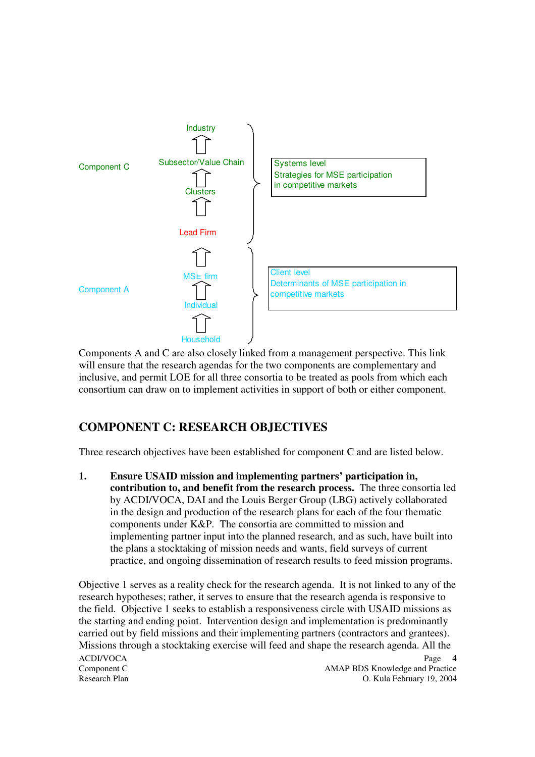Component C

Industry

⇧

Subsector/Value Chain

⇧

Clusters

⇧

Lead Firm

Systems level
Strategies for MSE participation in competitive markets

⇧

MSE firm

⇧

Individual

⇧

Household

Component A

Client level
Determinants of MSE participation in competitive markets

Components A and C are also closely linked from a management perspective. This link will ensure that the research agendas for the two components are complementary and inclusive, and permit LOE for all three consortia to be treated as pools from which each consortium can draw on to implement activities in support of both or either component.

## COMPONENT C: RESEARCH OBJECTIVES

Three research objectives have been established for component C and are listed below.

1. **Ensure USAID mission and implementing partners' participation in, contribution to, and benefit from the research process.** The three consortia led by ACDI/VOCA, DAI and the Louis Berger Group (LBG) actively collaborated in the design and production of the research plans for each of the four thematic components under K&P. The consortia are committed to mission and implementing partner input into the planned research, and as such, have built into the plans a stocktaking of mission needs and wants, field surveys of current practice, and ongoing dissemination of research results to feed mission programs.

Objective 1 serves as a reality check for the research agenda. It is not linked to any of the research hypotheses; rather, it serves to ensure that the research agenda is responsive to the field. Objective 1 seeks to establish a responsiveness circle with USAID missions as the starting and ending point. Intervention design and implementation is predominantly carried out by field missions and their implementing partners (contractors and grantees). Missions through a stocktaking exercise will feed and shape the research agenda. All the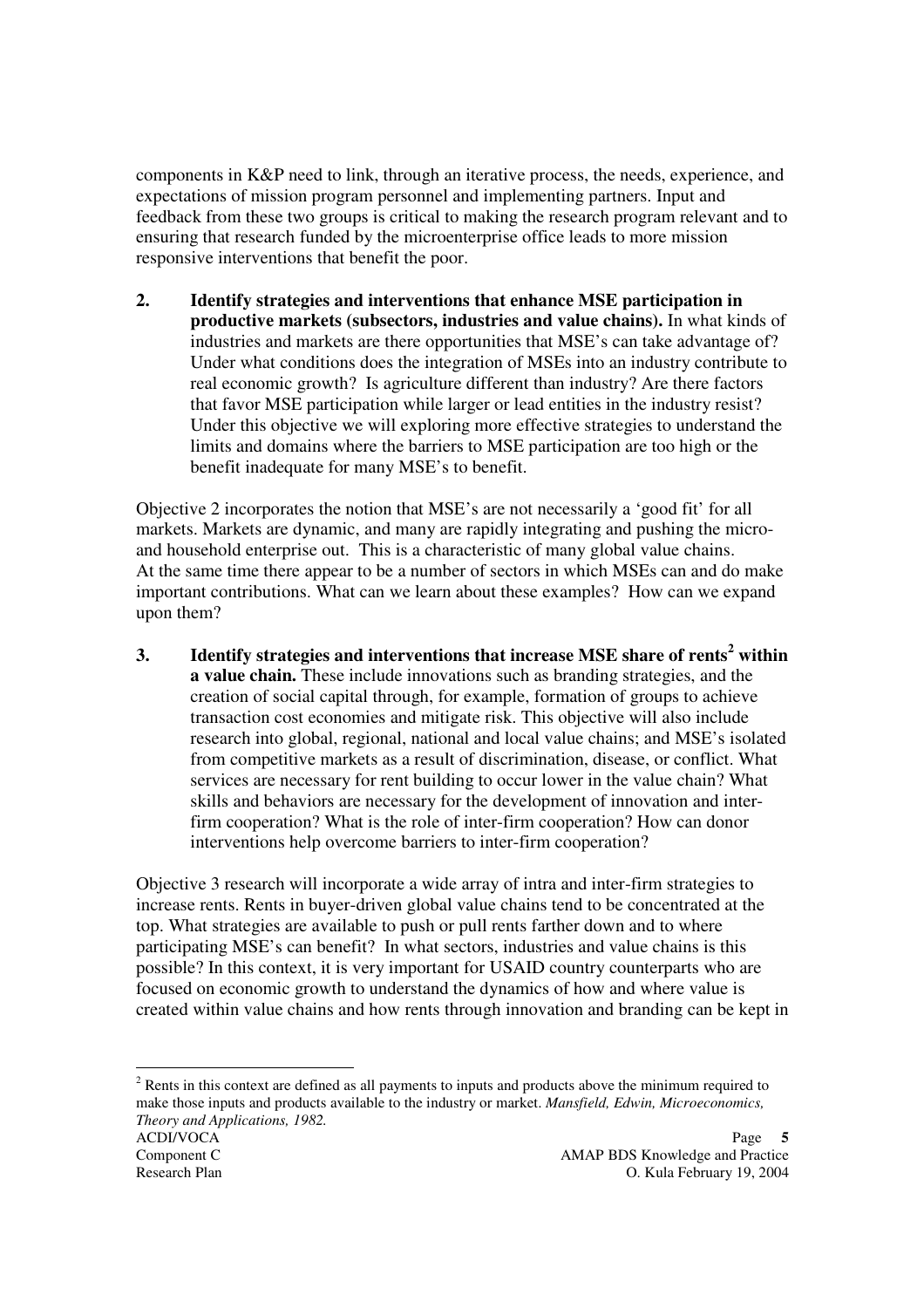components in K&P need to link, through an iterative process, the needs, experience, and expectations of mission program personnel and implementing partners. Input and feedback from these two groups is critical to making the research program relevant and to ensuring that research funded by the microenterprise office leads to more mission responsive interventions that benefit the poor.

2. **Identify strategies and interventions that enhance MSE participation in productive markets (subsectors, industries and value chains).** In what kinds of industries and markets are there opportunities that MSE's can take advantage of? Under what conditions does the integration of MSEs into an industry contribute to real economic growth? Is agriculture different than industry? Are there factors that favor MSE participation while larger or lead entities in the industry resist? Under this objective we will exploring more effective strategies to understand the limits and domains where the barriers to MSE participation are too high or the benefit inadequate for many MSE's to benefit.

Objective 2 incorporates the notion that MSE's are not necessarily a 'good fit' for all markets. Markets are dynamic, and many are rapidly integrating and pushing the micro- and household enterprise out. This is a characteristic of many global value chains. At the same time there appear to be a number of sectors in which MSEs can and do make important contributions. What can we learn about these examples? How can we expand upon them?

3. **Identify strategies and interventions that increase MSE share of rents[2] within a value chain.** These include innovations such as branding strategies, and the creation of social capital through, for example, formation of groups to achieve transaction cost economies and mitigate risk. This objective will also include research into global, regional, national and local value chains; and MSE's isolated from competitive markets as a result of discrimination, disease, or conflict. What services are necessary for rent building to occur lower in the value chain? What skills and behaviors are necessary for the development of innovation and inter-firm cooperation? What is the role of inter-firm cooperation? How can donor interventions help overcome barriers to inter-firm cooperation?

Objective 3 research will incorporate a wide array of intra and inter-firm strategies to increase rents. Rents in buyer-driven global value chains tend to be concentrated at the top. What strategies are available to push or pull rents farther down and to where participating MSE's can benefit? In what sectors, industries and value chains is this possible? In this context, it is very important for USAID country counterparts who are focused on economic growth to understand the dynamics of how and where value is created within value chains and how rents through innovation and branding can be kept in

---

[2] Rents in this context are defined as all payments to inputs and products above the minimum required to make those inputs and products available to the industry or market. *Mansfield, Edwin, Microeconomics, Theory and Applications, 1982.*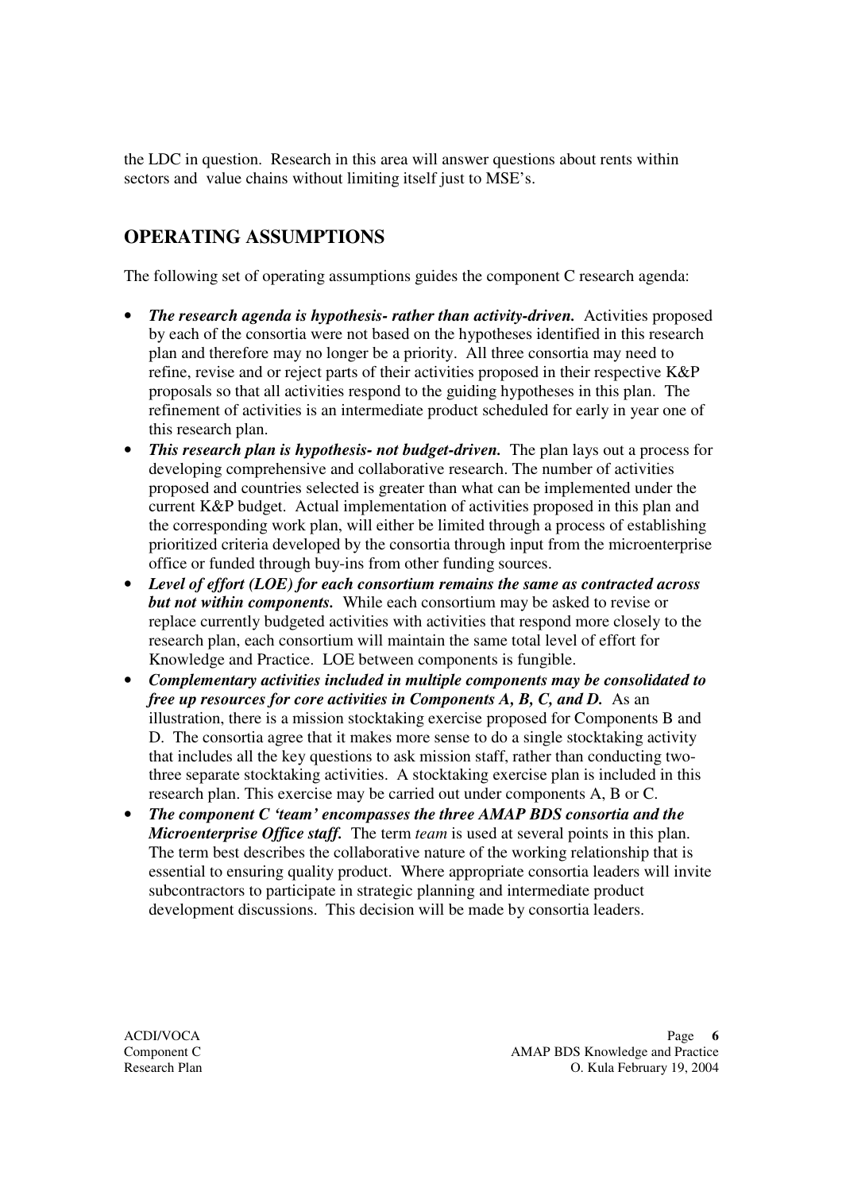the LDC in question. Research in this area will answer questions about rents within sectors and value chains without limiting itself just to MSE's.

## OPERATING ASSUMPTIONS

The following set of operating assumptions guides the component C research agenda:

- ***The research agenda is hypothesis- rather than activity-driven.*** Activities proposed by each of the consortia were not based on the hypotheses identified in this research plan and therefore may no longer be a priority. All three consortia may need to refine, revise and or reject parts of their activities proposed in their respective K&P proposals so that all activities respond to the guiding hypotheses in this plan. The refinement of activities is an intermediate product scheduled for early in year one of this research plan.
- ***This research plan is hypothesis- not budget-driven.*** The plan lays out a process for developing comprehensive and collaborative research. The number of activities proposed and countries selected is greater than what can be implemented under the current K&P budget. Actual implementation of activities proposed in this plan and the corresponding work plan, will either be limited through a process of establishing prioritized criteria developed by the consortia through input from the microenterprise office or funded through buy-ins from other funding sources.
- ***Level of effort (LOE) for each consortium remains the same as contracted across but not within components.*** While each consortium may be asked to revise or replace currently budgeted activities with activities that respond more closely to the research plan, each consortium will maintain the same total level of effort for Knowledge and Practice. LOE between components is fungible.
- ***Complementary activities included in multiple components may be consolidated to free up resources for core activities in Components A, B, C, and D.*** As an illustration, there is a mission stocktaking exercise proposed for Components B and D. The consortia agree that it makes more sense to do a single stocktaking activity that includes all the key questions to ask mission staff, rather than conducting two-three separate stocktaking activities. A stocktaking exercise plan is included in this research plan. This exercise may be carried out under components A, B or C.
- ***The component C 'team' encompasses the three AMAP BDS consortia and the Microenterprise Office staff.*** The term *team* is used at several points in this plan. The term best describes the collaborative nature of the working relationship that is essential to ensuring quality product. Where appropriate consortia leaders will invite subcontractors to participate in strategic planning and intermediate product development discussions. This decision will be made by consortia leaders.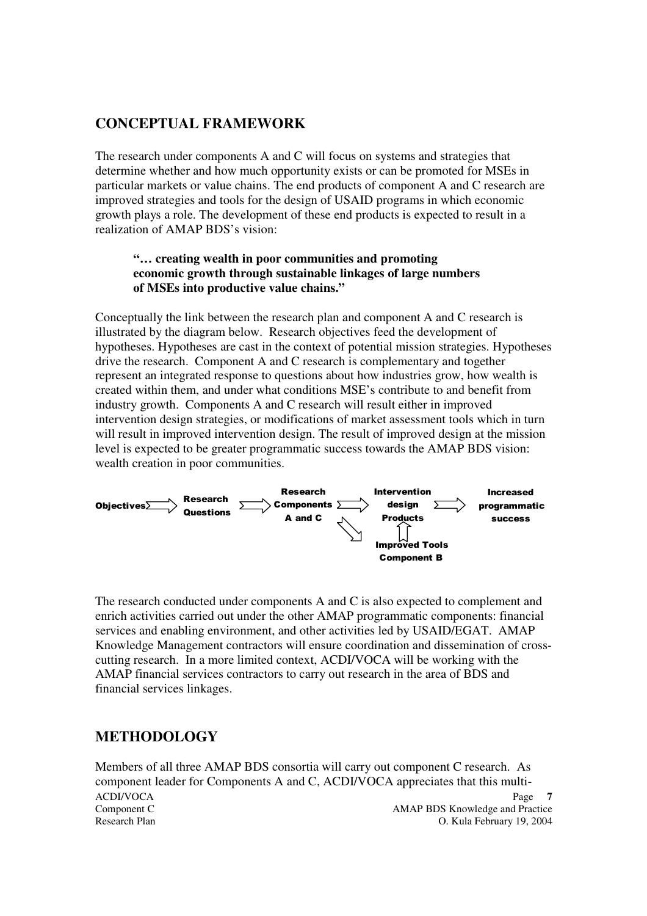## CONCEPTUAL FRAMEWORK

The research under components A and C will focus on systems and strategies that determine whether and how much opportunity exists or can be promoted for MSEs in particular markets or value chains. The end products of component A and C research are improved strategies and tools for the design of USAID programs in which economic growth plays a role. The development of these end products is expected to result in a realization of AMAP BDS's vision:

> **"… creating wealth in poor communities and promoting economic growth through sustainable linkages of large numbers of MSEs into productive value chains."**

Conceptually the link between the research plan and component A and C research is illustrated by the diagram below. Research objectives feed the development of hypotheses. Hypotheses are cast in the context of potential mission strategies. Hypotheses drive the research. Component A and C research is complementary and together represent an integrated response to questions about how industries grow, how wealth is created within them, and under what conditions MSE's contribute to and benefit from industry growth. Components A and C research will result either in improved intervention design strategies, or modifications of market assessment tools which in turn will result in improved intervention design. The result of improved design at the mission level is expected to be greater programmatic success towards the AMAP BDS vision: wealth creation in poor communities.

**Objectives** ⇒ **Research Questions** ⇒ **Research Components A and C** ⇒ **Intervention design Products** ⇒ **Increased programmatic success**

**Research Components A and C** ⇘ **Improved Tools Component B** ⇑ **Intervention design Products**

The research conducted under components A and C is also expected to complement and enrich activities carried out under the other AMAP programmatic components: financial services and enabling environment, and other activities led by USAID/EGAT. AMAP Knowledge Management contractors will ensure coordination and dissemination of cross-cutting research. In a more limited context, ACDI/VOCA will be working with the AMAP financial services contractors to carry out research in the area of BDS and financial services linkages.

## METHODOLOGY

Members of all three AMAP BDS consortia will carry out component C research. As component leader for Components A and C, ACDI/VOCA appreciates that this multi-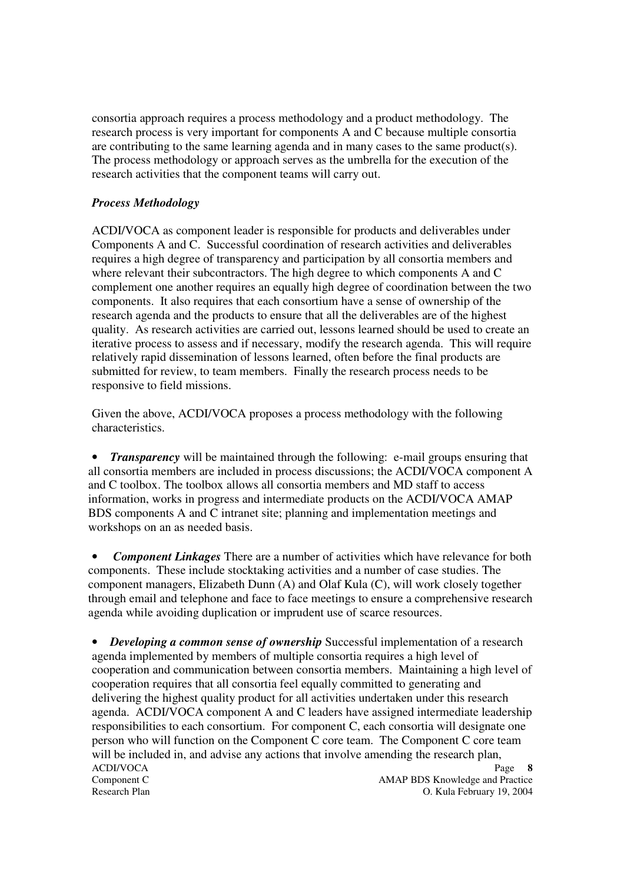consortia approach requires a process methodology and a product methodology. The research process is very important for components A and C because multiple consortia are contributing to the same learning agenda and in many cases to the same product(s). The process methodology or approach serves as the umbrella for the execution of the research activities that the component teams will carry out.

***Process Methodology***

ACDI/VOCA as component leader is responsible for products and deliverables under Components A and C. Successful coordination of research activities and deliverables requires a high degree of transparency and participation by all consortia members and where relevant their subcontractors. The high degree to which components A and C complement one another requires an equally high degree of coordination between the two components. It also requires that each consortium have a sense of ownership of the research agenda and the products to ensure that all the deliverables are of the highest quality. As research activities are carried out, lessons learned should be used to create an iterative process to assess and if necessary, modify the research agenda. This will require relatively rapid dissemination of lessons learned, often before the final products are submitted for review, to team members. Finally the research process needs to be responsive to field missions.

Given the above, ACDI/VOCA proposes a process methodology with the following characteristics.

- ***Transparency*** will be maintained through the following: e-mail groups ensuring that all consortia members are included in process discussions; the ACDI/VOCA component A and C toolbox. The toolbox allows all consortia members and MD staff to access information, works in progress and intermediate products on the ACDI/VOCA AMAP BDS components A and C intranet site; planning and implementation meetings and workshops on an as needed basis.

- ***Component Linkages*** There are a number of activities which have relevance for both components. These include stocktaking activities and a number of case studies. The component managers, Elizabeth Dunn (A) and Olaf Kula (C), will work closely together through email and telephone and face to face meetings to ensure a comprehensive research agenda while avoiding duplication or imprudent use of scarce resources.

- ***Developing a common sense of ownership*** Successful implementation of a research agenda implemented by members of multiple consortia requires a high level of cooperation and communication between consortia members. Maintaining a high level of cooperation requires that all consortia feel equally committed to generating and delivering the highest quality product for all activities undertaken under this research agenda. ACDI/VOCA component A and C leaders have assigned intermediate leadership responsibilities to each consortium. For component C, each consortia will designate one person who will function on the Component C core team. The Component C core team will be included in, and advise any actions that involve amending the research plan,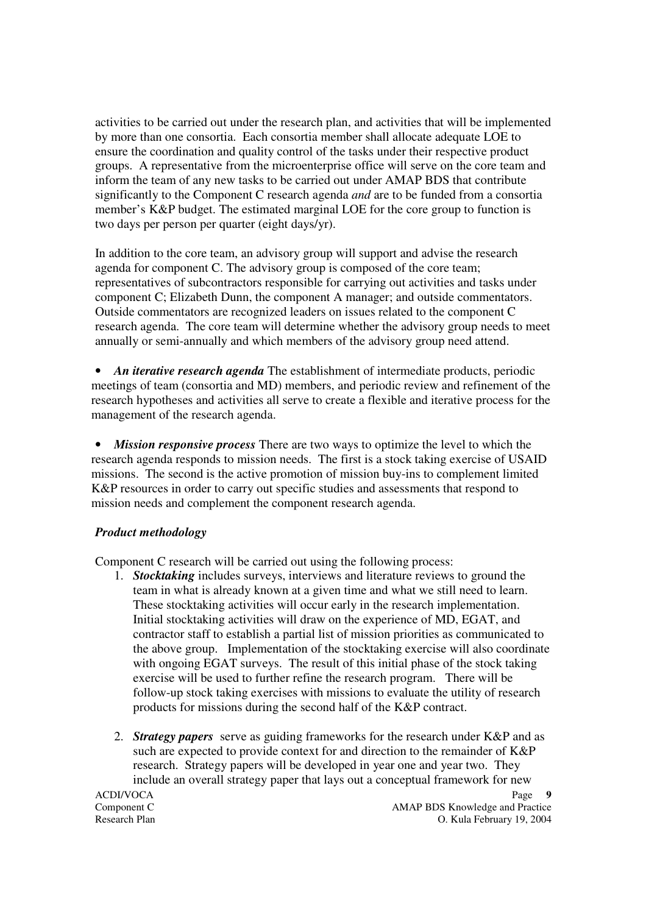activities to be carried out under the research plan, and activities that will be implemented by more than one consortia. Each consortia member shall allocate adequate LOE to ensure the coordination and quality control of the tasks under their respective product groups. A representative from the microenterprise office will serve on the core team and inform the team of any new tasks to be carried out under AMAP BDS that contribute significantly to the Component C research agenda *and* are to be funded from a consortia member's K&P budget. The estimated marginal LOE for the core group to function is two days per person per quarter (eight days/yr).

In addition to the core team, an advisory group will support and advise the research agenda for component C. The advisory group is composed of the core team; representatives of subcontractors responsible for carrying out activities and tasks under component C; Elizabeth Dunn, the component A manager; and outside commentators. Outside commentators are recognized leaders on issues related to the component C research agenda. The core team will determine whether the advisory group needs to meet annually or semi-annually and which members of the advisory group need attend.

- ***An iterative research agenda*** The establishment of intermediate products, periodic meetings of team (consortia and MD) members, and periodic review and refinement of the research hypotheses and activities all serve to create a flexible and iterative process for the management of the research agenda.

- ***Mission responsive process*** There are two ways to optimize the level to which the research agenda responds to mission needs. The first is a stock taking exercise of USAID missions. The second is the active promotion of mission buy-ins to complement limited K&P resources in order to carry out specific studies and assessments that respond to mission needs and complement the component research agenda.

***Product methodology***

Component C research will be carried out using the following process:

1. ***Stocktaking*** includes surveys, interviews and literature reviews to ground the team in what is already known at a given time and what we still need to learn. These stocktaking activities will occur early in the research implementation. Initial stocktaking activities will draw on the experience of MD, EGAT, and contractor staff to establish a partial list of mission priorities as communicated to the above group. Implementation of the stocktaking exercise will also coordinate with ongoing EGAT surveys. The result of this initial phase of the stock taking exercise will be used to further refine the research program. There will be follow-up stock taking exercises with missions to evaluate the utility of research products for missions during the second half of the K&P contract.

2. ***Strategy papers*** serve as guiding frameworks for the research under K&P and as such are expected to provide context for and direction to the remainder of K&P research. Strategy papers will be developed in year one and year two. They include an overall strategy paper that lays out a conceptual framework for new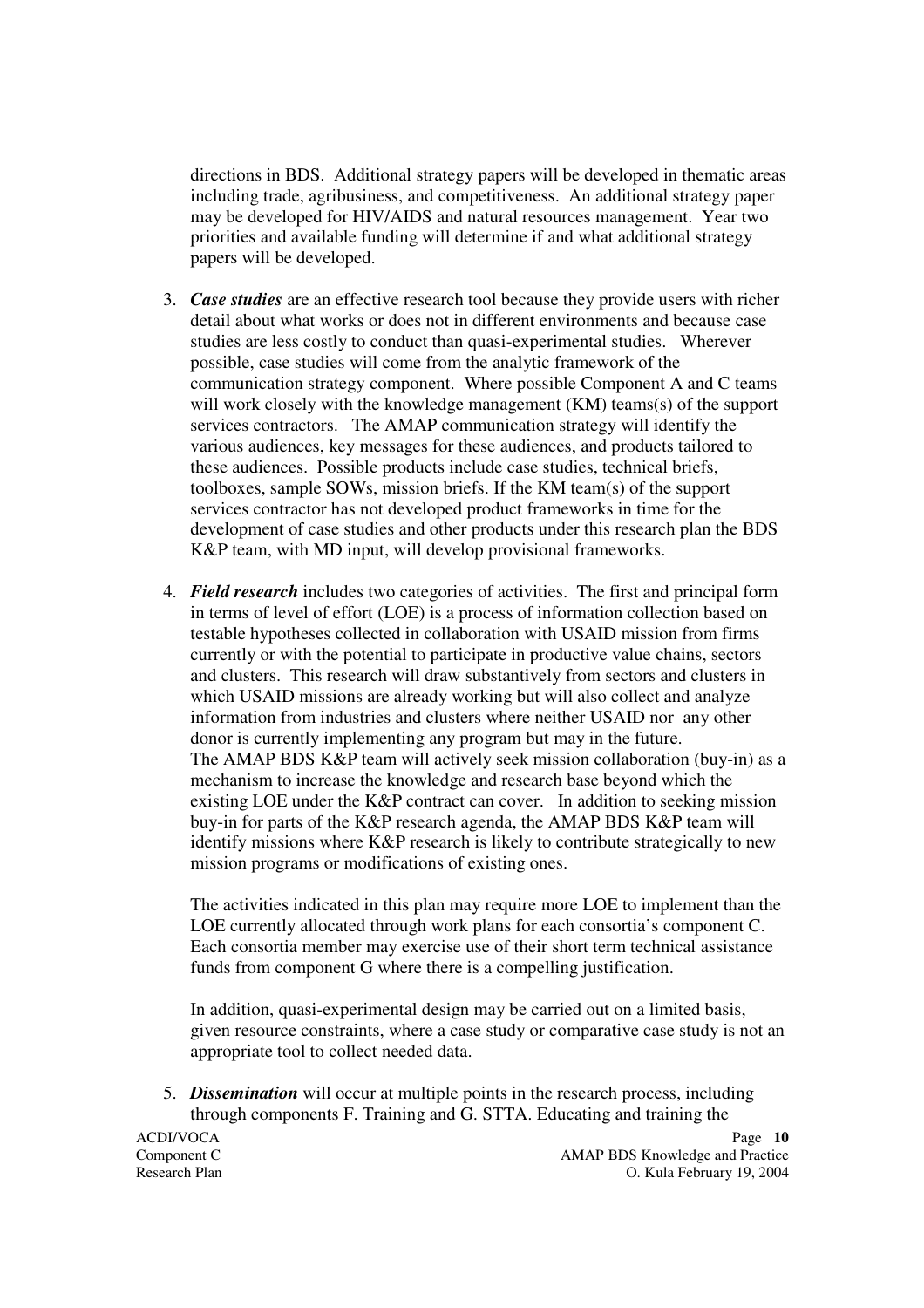directions in BDS. Additional strategy papers will be developed in thematic areas including trade, agribusiness, and competitiveness. An additional strategy paper may be developed for HIV/AIDS and natural resources management. Year two priorities and available funding will determine if and what additional strategy papers will be developed.

3. ***Case studies*** are an effective research tool because they provide users with richer detail about what works or does not in different environments and because case studies are less costly to conduct than quasi-experimental studies. Wherever possible, case studies will come from the analytic framework of the communication strategy component. Where possible Component A and C teams will work closely with the knowledge management (KM) teams(s) of the support services contractors. The AMAP communication strategy will identify the various audiences, key messages for these audiences, and products tailored to these audiences. Possible products include case studies, technical briefs, toolboxes, sample SOWs, mission briefs. If the KM team(s) of the support services contractor has not developed product frameworks in time for the development of case studies and other products under this research plan the BDS K&P team, with MD input, will develop provisional frameworks.

4. ***Field research*** includes two categories of activities. The first and principal form in terms of level of effort (LOE) is a process of information collection based on testable hypotheses collected in collaboration with USAID mission from firms currently or with the potential to participate in productive value chains, sectors and clusters. This research will draw substantively from sectors and clusters in which USAID missions are already working but will also collect and analyze information from industries and clusters where neither USAID nor any other donor is currently implementing any program but may in the future.
The AMAP BDS K&P team will actively seek mission collaboration (buy-in) as a mechanism to increase the knowledge and research base beyond which the existing LOE under the K&P contract can cover. In addition to seeking mission buy-in for parts of the K&P research agenda, the AMAP BDS K&P team will identify missions where K&P research is likely to contribute strategically to new mission programs or modifications of existing ones.

   The activities indicated in this plan may require more LOE to implement than the LOE currently allocated through work plans for each consortia's component C. Each consortia member may exercise use of their short term technical assistance funds from component G where there is a compelling justification.

   In addition, quasi-experimental design may be carried out on a limited basis, given resource constraints, where a case study or comparative case study is not an appropriate tool to collect needed data.

5. ***Dissemination*** will occur at multiple points in the research process, including through components F. Training and G. STTA. Educating and training the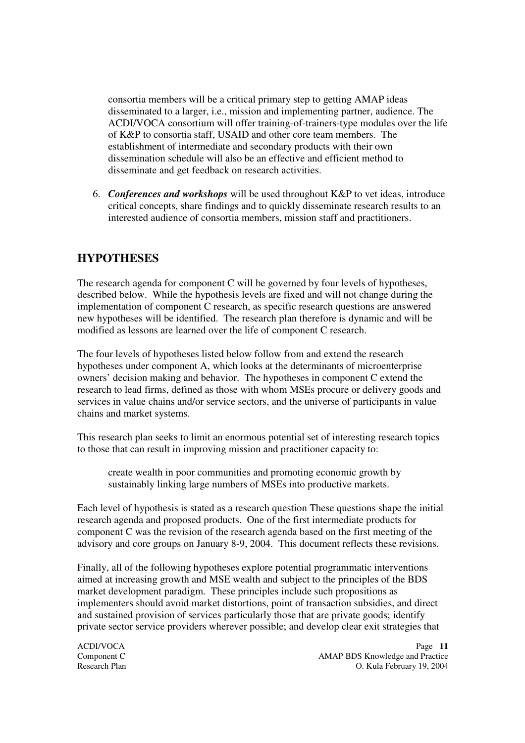consortia members will be a critical primary step to getting AMAP ideas disseminated to a larger, i.e., mission and implementing partner, audience. The ACDI/VOCA consortium will offer training-of-trainers-type modules over the life of K&P to consortia staff, USAID and other core team members. The establishment of intermediate and secondary products with their own dissemination schedule will also be an effective and efficient method to disseminate and get feedback on research activities.

6. ***Conferences and workshops*** will be used throughout K&P to vet ideas, introduce critical concepts, share findings and to quickly disseminate research results to an interested audience of consortia members, mission staff and practitioners.

## HYPOTHESES

The research agenda for component C will be governed by four levels of hypotheses, described below. While the hypothesis levels are fixed and will not change during the implementation of component C research, as specific research questions are answered new hypotheses will be identified. The research plan therefore is dynamic and will be modified as lessons are learned over the life of component C research.

The four levels of hypotheses listed below follow from and extend the research hypotheses under component A, which looks at the determinants of microenterprise owners' decision making and behavior. The hypotheses in component C extend the research to lead firms, defined as those with whom MSEs procure or delivery goods and services in value chains and/or service sectors, and the universe of participants in value chains and market systems.

This research plan seeks to limit an enormous potential set of interesting research topics to those that can result in improving mission and practitioner capacity to:

> create wealth in poor communities and promoting economic growth by sustainably linking large numbers of MSEs into productive markets.

Each level of hypothesis is stated as a research question These questions shape the initial research agenda and proposed products. One of the first intermediate products for component C was the revision of the research agenda based on the first meeting of the advisory and core groups on January 8-9, 2004. This document reflects these revisions.

Finally, all of the following hypotheses explore potential programmatic interventions aimed at increasing growth and MSE wealth and subject to the principles of the BDS market development paradigm. These principles include such propositions as implementers should avoid market distortions, point of transaction subsidies, and direct and sustained provision of services particularly those that are private goods; identify private sector service providers wherever possible; and develop clear exit strategies that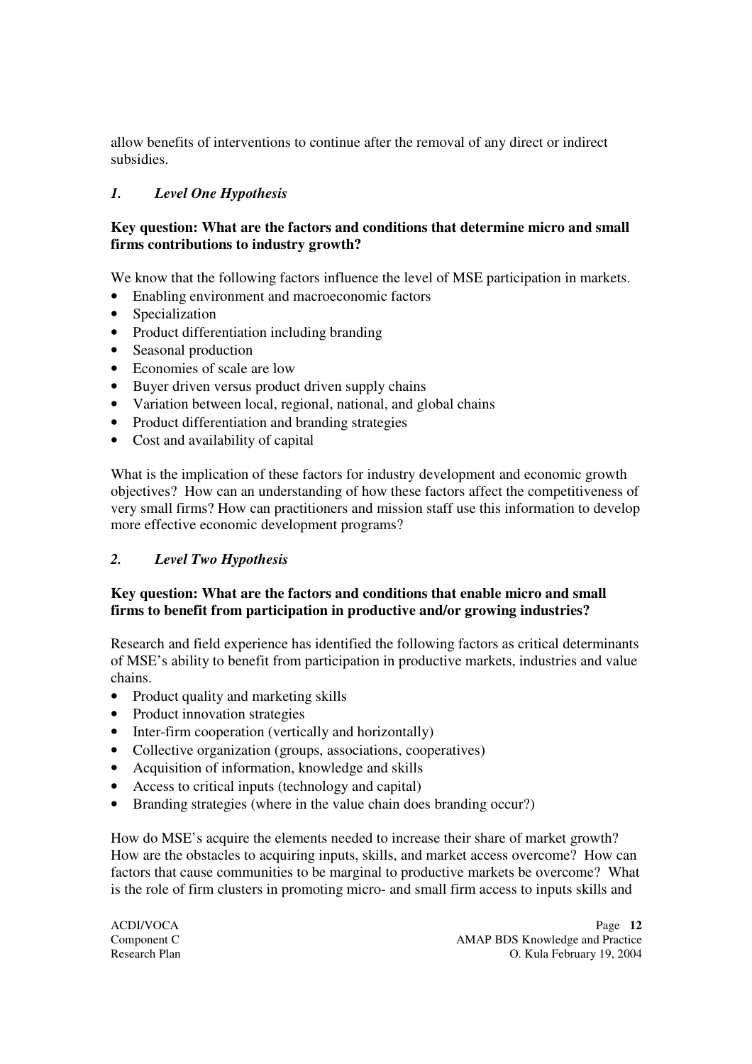allow benefits of interventions to continue after the removal of any direct or indirect subsidies.

### *1. Level One Hypothesis*

**Key question: What are the factors and conditions that determine micro and small firms contributions to industry growth?**

We know that the following factors influence the level of MSE participation in markets.

- Enabling environment and macroeconomic factors
- Specialization
- Product differentiation including branding
- Seasonal production
- Economies of scale are low
- Buyer driven versus product driven supply chains
- Variation between local, regional, national, and global chains
- Product differentiation and branding strategies
- Cost and availability of capital

What is the implication of these factors for industry development and economic growth objectives? How can an understanding of how these factors affect the competitiveness of very small firms? How can practitioners and mission staff use this information to develop more effective economic development programs?

### *2. Level Two Hypothesis*

**Key question: What are the factors and conditions that enable micro and small firms to benefit from participation in productive and/or growing industries?**

Research and field experience has identified the following factors as critical determinants of MSE's ability to benefit from participation in productive markets, industries and value chains.

- Product quality and marketing skills
- Product innovation strategies
- Inter-firm cooperation (vertically and horizontally)
- Collective organization (groups, associations, cooperatives)
- Acquisition of information, knowledge and skills
- Access to critical inputs (technology and capital)
- Branding strategies (where in the value chain does branding occur?)

How do MSE's acquire the elements needed to increase their share of market growth? How are the obstacles to acquiring inputs, skills, and market access overcome? How can factors that cause communities to be marginal to productive markets be overcome? What is the role of firm clusters in promoting micro- and small firm access to inputs skills and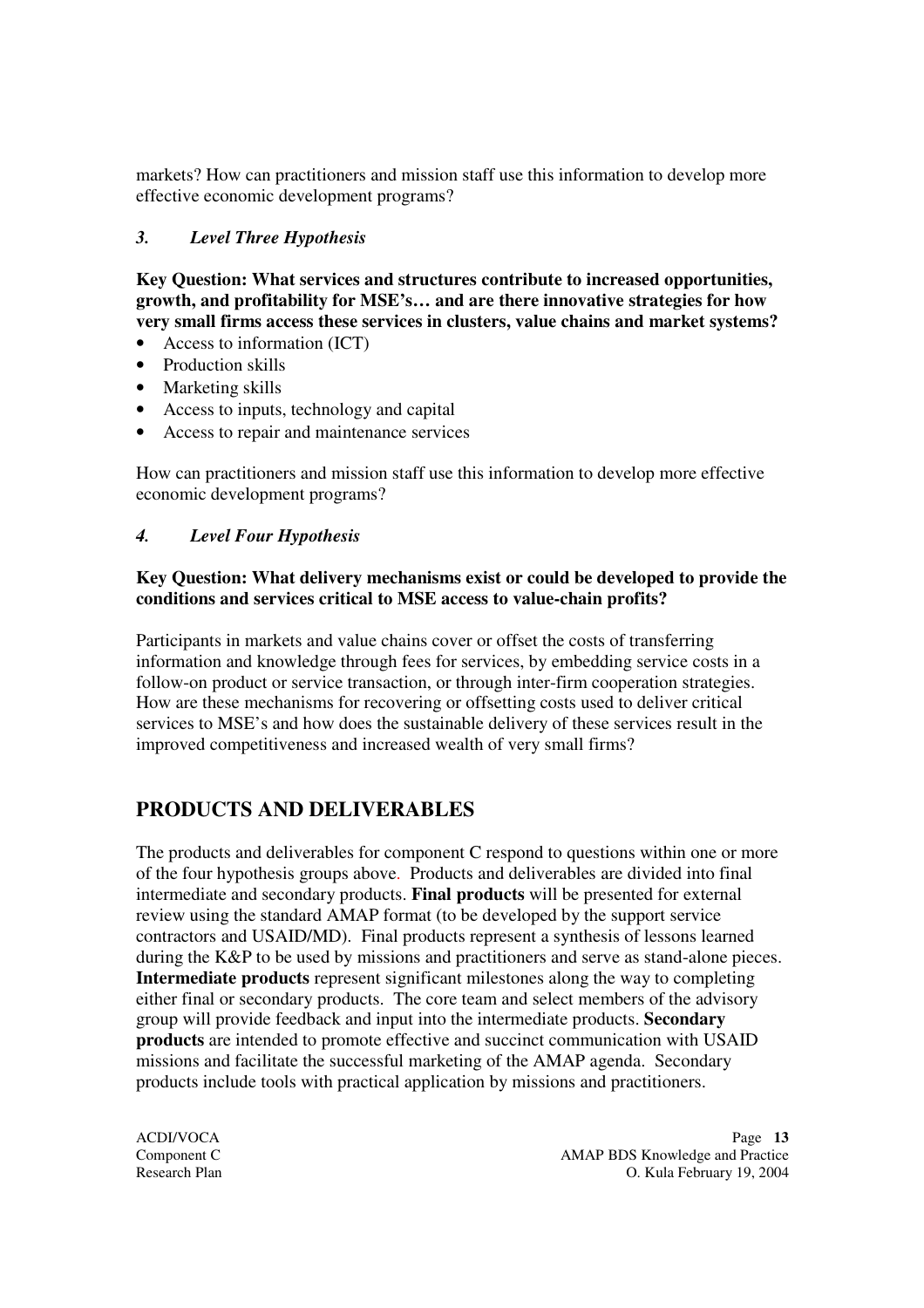markets? How can practitioners and mission staff use this information to develop more effective economic development programs?

### *3. Level Three Hypothesis*

**Key Question: What services and structures contribute to increased opportunities, growth, and profitability for MSE's… and are there innovative strategies for how very small firms access these services in clusters, value chains and market systems?**

- Access to information (ICT)
- Production skills
- Marketing skills
- Access to inputs, technology and capital
- Access to repair and maintenance services

How can practitioners and mission staff use this information to develop more effective economic development programs?

### *4. Level Four Hypothesis*

**Key Question: What delivery mechanisms exist or could be developed to provide the conditions and services critical to MSE access to value-chain profits?**

Participants in markets and value chains cover or offset the costs of transferring information and knowledge through fees for services, by embedding service costs in a follow-on product or service transaction, or through inter-firm cooperation strategies. How are these mechanisms for recovering or offsetting costs used to deliver critical services to MSE's and how does the sustainable delivery of these services result in the improved competitiveness and increased wealth of very small firms?

## PRODUCTS AND DELIVERABLES

The products and deliverables for component C respond to questions within one or more of the four hypothesis groups above. Products and deliverables are divided into final intermediate and secondary products. **Final products** will be presented for external review using the standard AMAP format (to be developed by the support service contractors and USAID/MD). Final products represent a synthesis of lessons learned during the K&P to be used by missions and practitioners and serve as stand-alone pieces. **Intermediate products** represent significant milestones along the way to completing either final or secondary products. The core team and select members of the advisory group will provide feedback and input into the intermediate products. **Secondary products** are intended to promote effective and succinct communication with USAID missions and facilitate the successful marketing of the AMAP agenda. Secondary products include tools with practical application by missions and practitioners.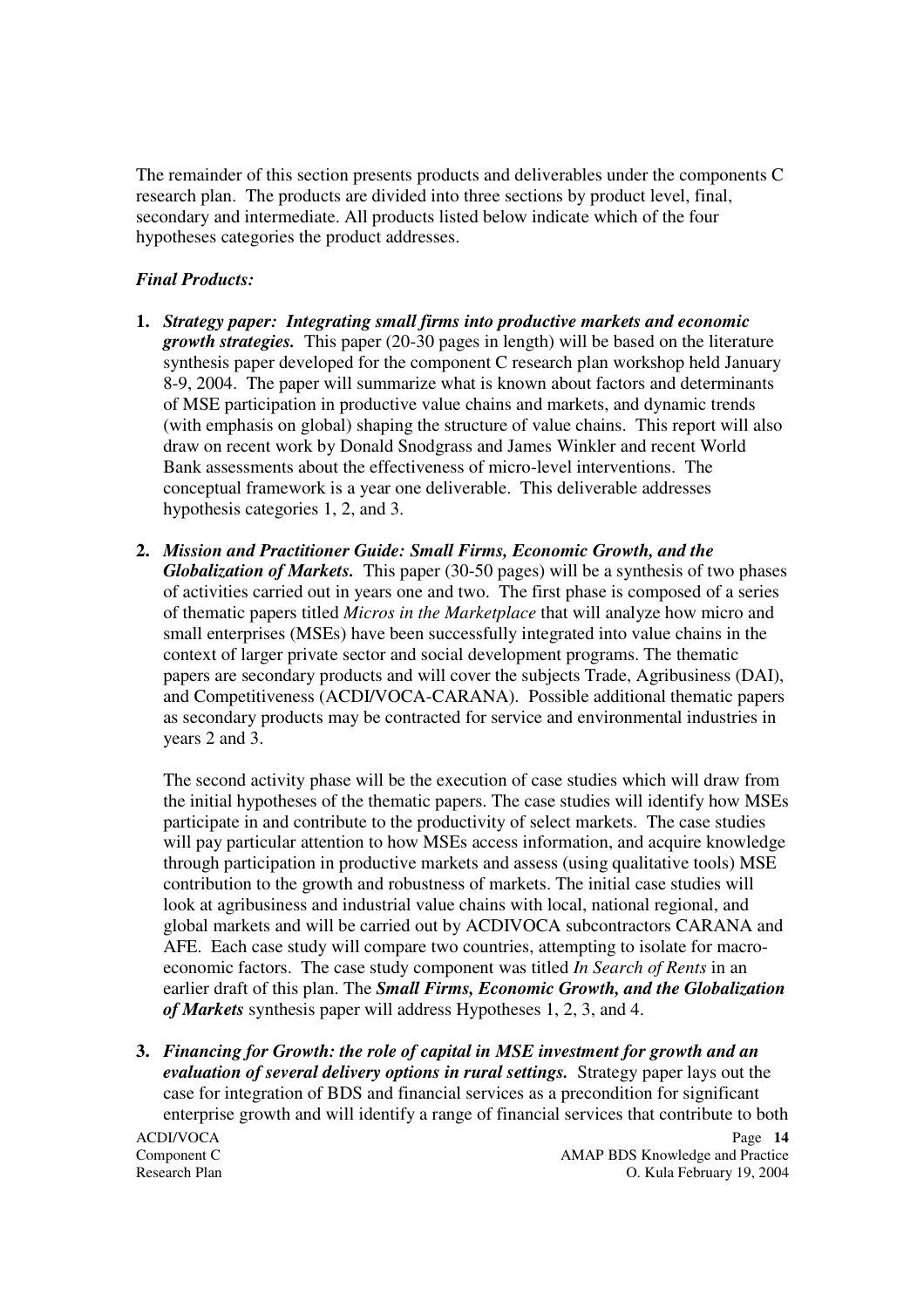The remainder of this section presents products and deliverables under the components C research plan. The products are divided into three sections by product level, final, secondary and intermediate. All products listed below indicate which of the four hypotheses categories the product addresses.

***Final Products:***

1. ***Strategy paper: Integrating small firms into productive markets and economic growth strategies.*** This paper (20-30 pages in length) will be based on the literature synthesis paper developed for the component C research plan workshop held January 8-9, 2004. The paper will summarize what is known about factors and determinants of MSE participation in productive value chains and markets, and dynamic trends (with emphasis on global) shaping the structure of value chains. This report will also draw on recent work by Donald Snodgrass and James Winkler and recent World Bank assessments about the effectiveness of micro-level interventions. The conceptual framework is a year one deliverable. This deliverable addresses hypothesis categories 1, 2, and 3.

2. ***Mission and Practitioner Guide: Small Firms, Economic Growth, and the Globalization of Markets.*** This paper (30-50 pages) will be a synthesis of two phases of activities carried out in years one and two. The first phase is composed of a series of thematic papers titled *Micros in the Marketplace* that will analyze how micro and small enterprises (MSEs) have been successfully integrated into value chains in the context of larger private sector and social development programs. The thematic papers are secondary products and will cover the subjects Trade, Agribusiness (DAI), and Competitiveness (ACDI/VOCA-CARANA). Possible additional thematic papers as secondary products may be contracted for service and environmental industries in years 2 and 3.

   The second activity phase will be the execution of case studies which will draw from the initial hypotheses of the thematic papers. The case studies will identify how MSEs participate in and contribute to the productivity of select markets. The case studies will pay particular attention to how MSEs access information, and acquire knowledge through participation in productive markets and assess (using qualitative tools) MSE contribution to the growth and robustness of markets. The initial case studies will look at agribusiness and industrial value chains with local, national regional, and global markets and will be carried out by ACDIVOCA subcontractors CARANA and AFE. Each case study will compare two countries, attempting to isolate for macro-economic factors. The case study component was titled *In Search of Rents* in an earlier draft of this plan. The ***Small Firms, Economic Growth, and the Globalization of Markets*** synthesis paper will address Hypotheses 1, 2, 3, and 4.

3. ***Financing for Growth: the role of capital in MSE investment for growth and an evaluation of several delivery options in rural settings.*** Strategy paper lays out the case for integration of BDS and financial services as a precondition for significant enterprise growth and will identify a range of financial services that contribute to both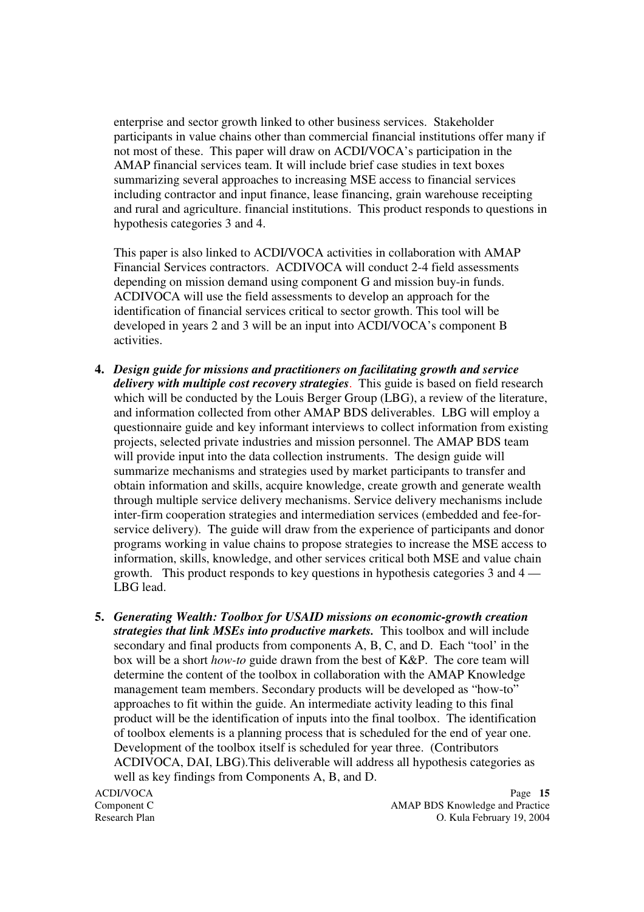enterprise and sector growth linked to other business services. Stakeholder participants in value chains other than commercial financial institutions offer many if not most of these. This paper will draw on ACDI/VOCA's participation in the AMAP financial services team. It will include brief case studies in text boxes summarizing several approaches to increasing MSE access to financial services including contractor and input finance, lease financing, grain warehouse receipting and rural and agriculture. financial institutions. This product responds to questions in hypothesis categories 3 and 4.

This paper is also linked to ACDI/VOCA activities in collaboration with AMAP Financial Services contractors. ACDIVOCA will conduct 2-4 field assessments depending on mission demand using component G and mission buy-in funds. ACDIVOCA will use the field assessments to develop an approach for the identification of financial services critical to sector growth. This tool will be developed in years 2 and 3 will be an input into ACDI/VOCA's component B activities.

4. ***Design guide for missions and practitioners on facilitating growth and service delivery with multiple cost recovery strategies***. This guide is based on field research which will be conducted by the Louis Berger Group (LBG), a review of the literature, and information collected from other AMAP BDS deliverables. LBG will employ a questionnaire guide and key informant interviews to collect information from existing projects, selected private industries and mission personnel. The AMAP BDS team will provide input into the data collection instruments. The design guide will summarize mechanisms and strategies used by market participants to transfer and obtain information and skills, acquire knowledge, create growth and generate wealth through multiple service delivery mechanisms. Service delivery mechanisms include inter-firm cooperation strategies and intermediation services (embedded and fee-for-service delivery). The guide will draw from the experience of participants and donor programs working in value chains to propose strategies to increase the MSE access to information, skills, knowledge, and other services critical both MSE and value chain growth. This product responds to key questions in hypothesis categories 3 and 4 — LBG lead.

5. ***Generating Wealth: Toolbox for USAID missions on economic-growth creation strategies that link MSEs into productive markets.*** This toolbox and will include secondary and final products from components A, B, C, and D. Each "tool' in the box will be a short *how-to* guide drawn from the best of K&P. The core team will determine the content of the toolbox in collaboration with the AMAP Knowledge management team members. Secondary products will be developed as "how-to" approaches to fit within the guide. An intermediate activity leading to this final product will be the identification of inputs into the final toolbox. The identification of toolbox elements is a planning process that is scheduled for the end of year one. Development of the toolbox itself is scheduled for year three. (Contributors ACDIVOCA, DAI, LBG).This deliverable will address all hypothesis categories as well as key findings from Components A, B, and D.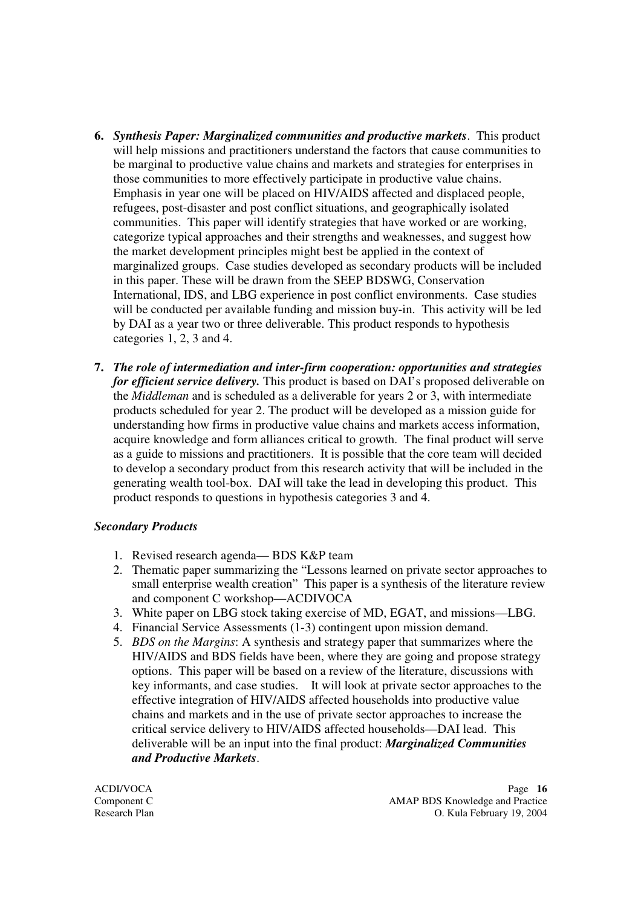6. ***Synthesis Paper: Marginalized communities and productive markets***. This product will help missions and practitioners understand the factors that cause communities to be marginal to productive value chains and markets and strategies for enterprises in those communities to more effectively participate in productive value chains. Emphasis in year one will be placed on HIV/AIDS affected and displaced people, refugees, post-disaster and post conflict situations, and geographically isolated communities. This paper will identify strategies that have worked or are working, categorize typical approaches and their strengths and weaknesses, and suggest how the market development principles might best be applied in the context of marginalized groups. Case studies developed as secondary products will be included in this paper. These will be drawn from the SEEP BDSWG, Conservation International, IDS, and LBG experience in post conflict environments. Case studies will be conducted per available funding and mission buy-in. This activity will be led by DAI as a year two or three deliverable. This product responds to hypothesis categories 1, 2, 3 and 4.

7. ***The role of intermediation and inter-firm cooperation: opportunities and strategies for efficient service delivery.*** This product is based on DAI's proposed deliverable on the *Middleman* and is scheduled as a deliverable for years 2 or 3, with intermediate products scheduled for year 2. The product will be developed as a mission guide for understanding how firms in productive value chains and markets access information, acquire knowledge and form alliances critical to growth. The final product will serve as a guide to missions and practitioners. It is possible that the core team will decided to develop a secondary product from this research activity that will be included in the generating wealth tool-box. DAI will take the lead in developing this product. This product responds to questions in hypothesis categories 3 and 4.

***Secondary Products***

1. Revised research agenda— BDS K&P team
2. Thematic paper summarizing the "Lessons learned on private sector approaches to small enterprise wealth creation" This paper is a synthesis of the literature review and component C workshop—ACDIVOCA
3. White paper on LBG stock taking exercise of MD, EGAT, and missions—LBG.
4. Financial Service Assessments (1-3) contingent upon mission demand.
5. *BDS on the Margins*: A synthesis and strategy paper that summarizes where the HIV/AIDS and BDS fields have been, where they are going and propose strategy options. This paper will be based on a review of the literature, discussions with key informants, and case studies. It will look at private sector approaches to the effective integration of HIV/AIDS affected households into productive value chains and markets and in the use of private sector approaches to increase the critical service delivery to HIV/AIDS affected households—DAI lead. This deliverable will be an input into the final product: ***Marginalized Communities and Productive Markets***.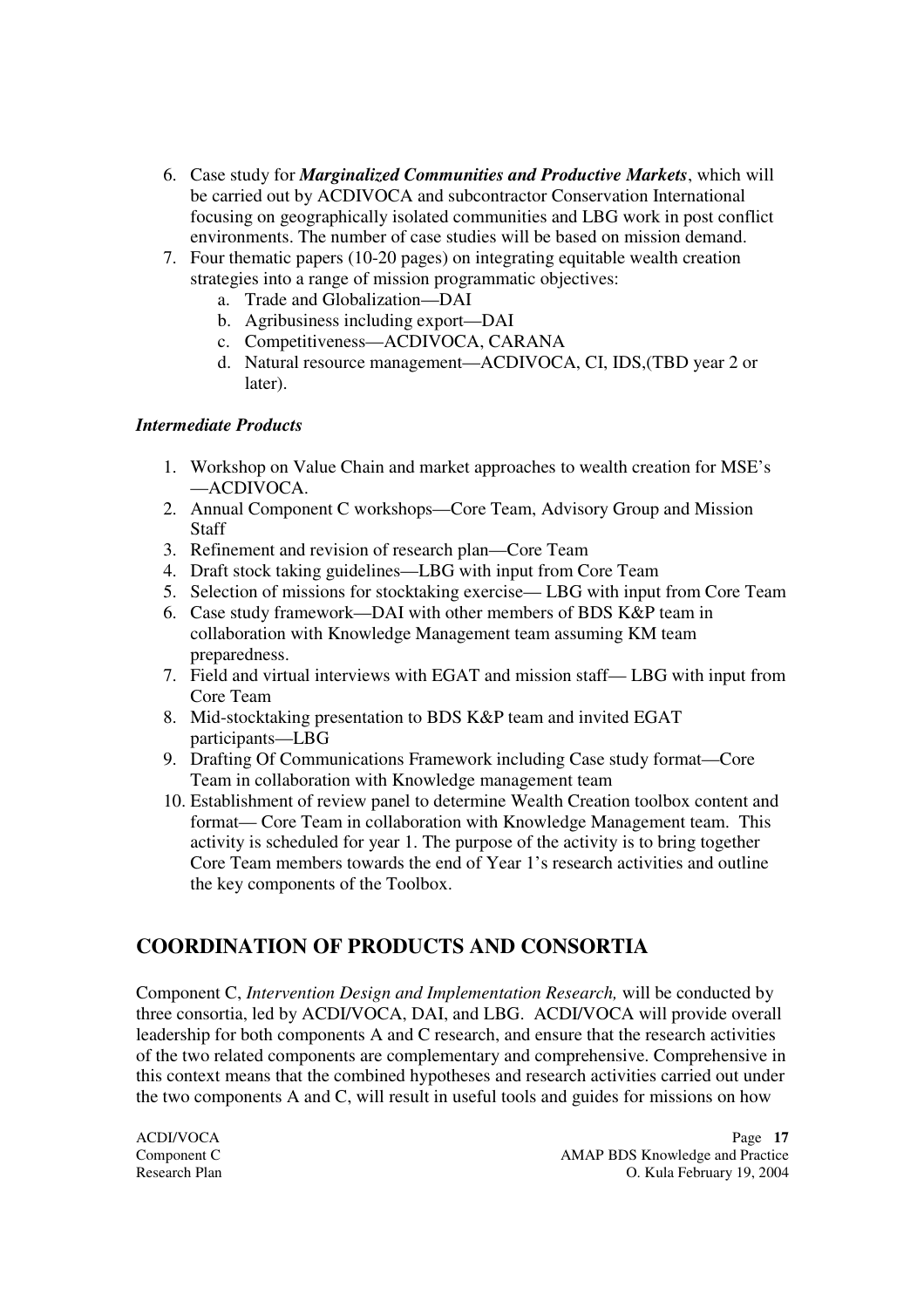6. Case study for ***Marginalized Communities and Productive Markets***, which will be carried out by ACDIVOCA and subcontractor Conservation International focusing on geographically isolated communities and LBG work in post conflict environments. The number of case studies will be based on mission demand.
7. Four thematic papers (10-20 pages) on integrating equitable wealth creation strategies into a range of mission programmatic objectives:
    a. Trade and Globalization—DAI
    b. Agribusiness including export—DAI
    c. Competitiveness—ACDIVOCA, CARANA
    d. Natural resource management—ACDIVOCA, CI, IDS,(TBD year 2 or later).

***Intermediate Products***

1. Workshop on Value Chain and market approaches to wealth creation for MSE's —ACDIVOCA.
2. Annual Component C workshops—Core Team, Advisory Group and Mission Staff
3. Refinement and revision of research plan—Core Team
4. Draft stock taking guidelines—LBG with input from Core Team
5. Selection of missions for stocktaking exercise— LBG with input from Core Team
6. Case study framework—DAI with other members of BDS K&P team in collaboration with Knowledge Management team assuming KM team preparedness.
7. Field and virtual interviews with EGAT and mission staff— LBG with input from Core Team
8. Mid-stocktaking presentation to BDS K&P team and invited EGAT participants—LBG
9. Drafting Of Communications Framework including Case study format—Core Team in collaboration with Knowledge management team
10. Establishment of review panel to determine Wealth Creation toolbox content and format— Core Team in collaboration with Knowledge Management team. This activity is scheduled for year 1. The purpose of the activity is to bring together Core Team members towards the end of Year 1's research activities and outline the key components of the Toolbox.

## COORDINATION OF PRODUCTS AND CONSORTIA

Component C, *Intervention Design and Implementation Research,* will be conducted by three consortia, led by ACDI/VOCA, DAI, and LBG. ACDI/VOCA will provide overall leadership for both components A and C research, and ensure that the research activities of the two related components are complementary and comprehensive. Comprehensive in this context means that the combined hypotheses and research activities carried out under the two components A and C, will result in useful tools and guides for missions on how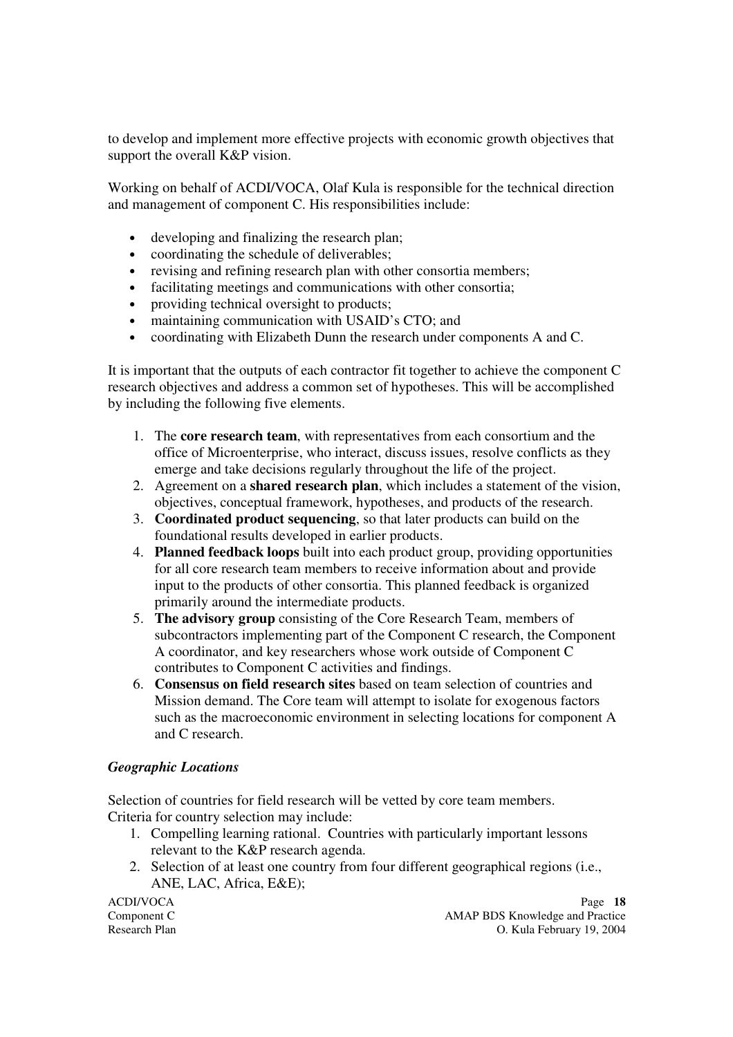to develop and implement more effective projects with economic growth objectives that support the overall K&P vision.

Working on behalf of ACDI/VOCA, Olaf Kula is responsible for the technical direction and management of component C. His responsibilities include:

- developing and finalizing the research plan;
- coordinating the schedule of deliverables;
- revising and refining research plan with other consortia members;
- facilitating meetings and communications with other consortia;
- providing technical oversight to products;
- maintaining communication with USAID's CTO; and
- coordinating with Elizabeth Dunn the research under components A and C.

It is important that the outputs of each contractor fit together to achieve the component C research objectives and address a common set of hypotheses. This will be accomplished by including the following five elements.

1. The **core research team**, with representatives from each consortium and the office of Microenterprise, who interact, discuss issues, resolve conflicts as they emerge and take decisions regularly throughout the life of the project.
2. Agreement on a **shared research plan**, which includes a statement of the vision, objectives, conceptual framework, hypotheses, and products of the research.
3. **Coordinated product sequencing**, so that later products can build on the foundational results developed in earlier products.
4. **Planned feedback loops** built into each product group, providing opportunities for all core research team members to receive information about and provide input to the products of other consortia. This planned feedback is organized primarily around the intermediate products.
5. **The advisory group** consisting of the Core Research Team, members of subcontractors implementing part of the Component C research, the Component A coordinator, and key researchers whose work outside of Component C contributes to Component C activities and findings.
6. **Consensus on field research sites** based on team selection of countries and Mission demand. The Core team will attempt to isolate for exogenous factors such as the macroeconomic environment in selecting locations for component A and C research.

***Geographic Locations***

Selection of countries for field research will be vetted by core team members. Criteria for country selection may include:

1. Compelling learning rational. Countries with particularly important lessons relevant to the K&P research agenda.
2. Selection of at least one country from four different geographical regions (i.e., ANE, LAC, Africa, E&E);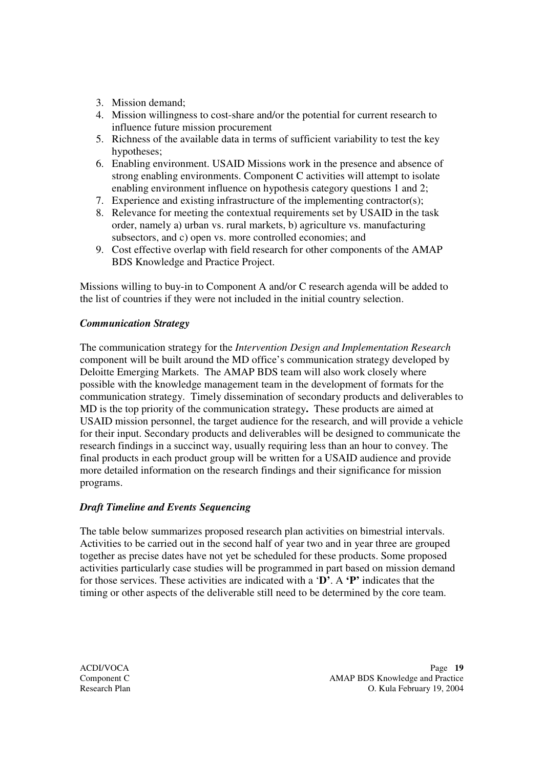3. Mission demand;
4. Mission willingness to cost-share and/or the potential for current research to influence future mission procurement
5. Richness of the available data in terms of sufficient variability to test the key hypotheses;
6. Enabling environment. USAID Missions work in the presence and absence of strong enabling environments. Component C activities will attempt to isolate enabling environment influence on hypothesis category questions 1 and 2;
7. Experience and existing infrastructure of the implementing contractor(s);
8. Relevance for meeting the contextual requirements set by USAID in the task order, namely a) urban vs. rural markets, b) agriculture vs. manufacturing subsectors, and c) open vs. more controlled economies; and
9. Cost effective overlap with field research for other components of the AMAP BDS Knowledge and Practice Project.

Missions willing to buy-in to Component A and/or C research agenda will be added to the list of countries if they were not included in the initial country selection.

### *Communication Strategy*

The communication strategy for the *Intervention Design and Implementation Research* component will be built around the MD office's communication strategy developed by Deloitte Emerging Markets. The AMAP BDS team will also work closely where possible with the knowledge management team in the development of formats for the communication strategy. Timely dissemination of secondary products and deliverables to MD is the top priority of the communication strategy**.** These products are aimed at USAID mission personnel, the target audience for the research, and will provide a vehicle for their input. Secondary products and deliverables will be designed to communicate the research findings in a succinct way, usually requiring less than an hour to convey. The final products in each product group will be written for a USAID audience and provide more detailed information on the research findings and their significance for mission programs.

### *Draft Timeline and Events Sequencing*

The table below summarizes proposed research plan activities on bimestrial intervals. Activities to be carried out in the second half of year two and in year three are grouped together as precise dates have not yet be scheduled for these products. Some proposed activities particularly case studies will be programmed in part based on mission demand for those services. These activities are indicated with a '**D'**. A **'P'** indicates that the timing or other aspects of the deliverable still need to be determined by the core team.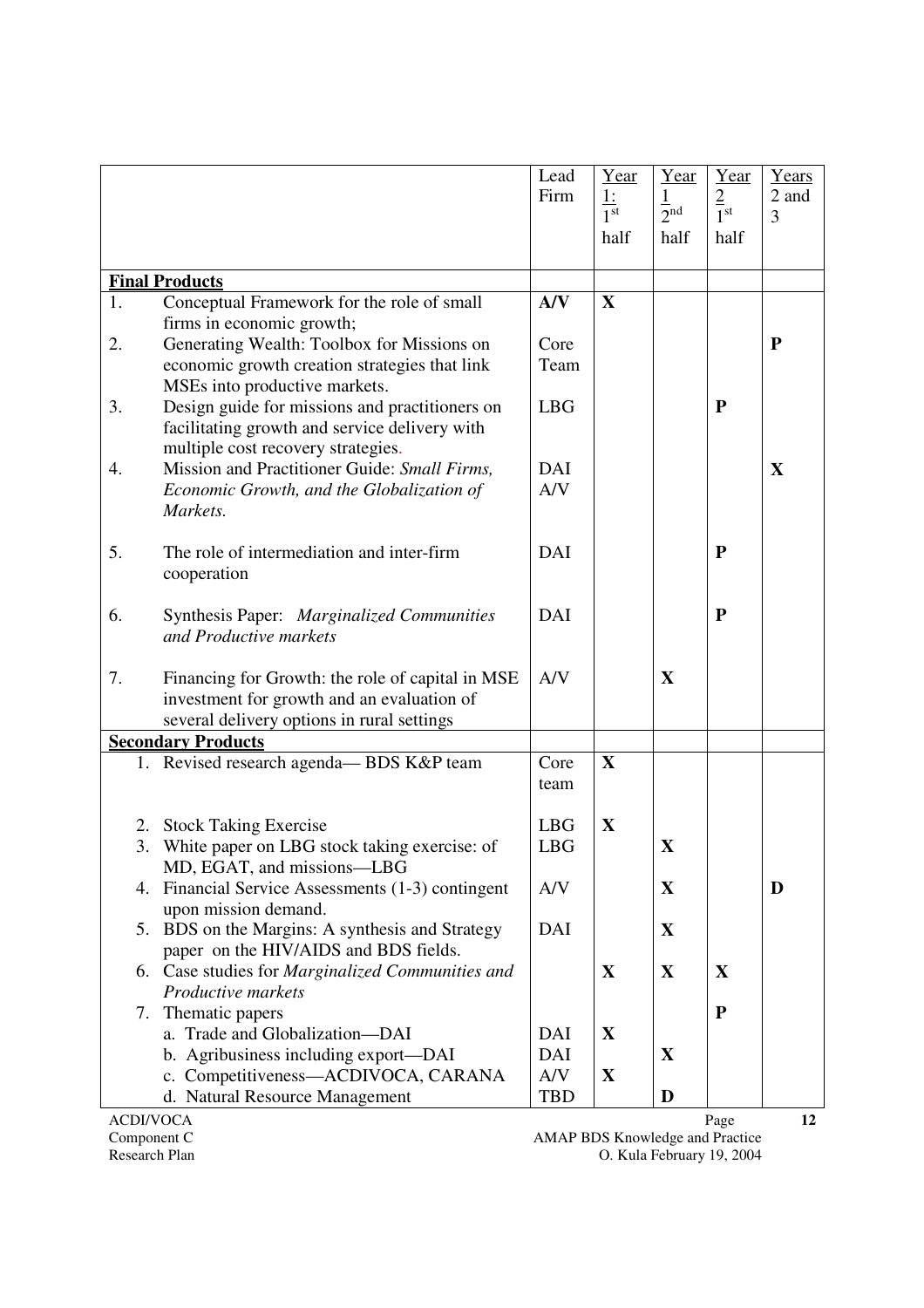| | Lead Firm | Year 1: 1st half | Year 1 2nd half | Year 2 1st half | Years 2 and 3 |
|---|---|---|---|---|---|
| **Final Products** | | | | | |
| 1. Conceptual Framework for the role of small firms in economic growth; | **A/V** | **X** | | | |
| 2. Generating Wealth: Toolbox for Missions on economic growth creation strategies that link MSEs into productive markets. | Core Team | | | | **P** |
| 3. Design guide for missions and practitioners on facilitating growth and service delivery with multiple cost recovery strategies. | LBG | | | **P** | |
| 4. Mission and Practitioner Guide: *Small Firms, Economic Growth, and the Globalization of Markets.* | DAI A/V | | | | **X** |
| 5. The role of intermediation and inter-firm cooperation | DAI | | | **P** | |
| 6. Synthesis Paper: *Marginalized Communities and Productive markets* | DAI | | | **P** | |
| 7. Financing for Growth: the role of capital in MSE investment for growth and an evaluation of several delivery options in rural settings | A/V | | **X** | | |
| **Secondary Products** | | | | | |
| 1. Revised research agenda— BDS K&P team | Core team | **X** | | | |
| 2. Stock Taking Exercise | LBG | **X** | | | |
| 3. White paper on LBG stock taking exercise: of MD, EGAT, and missions—LBG | LBG | | **X** | | |
| 4. Financial Service Assessments (1-3) contingent upon mission demand. | A/V | | **X** | | **D** |
| 5. BDS on the Margins: A synthesis and Strategy paper on the HIV/AIDS and BDS fields. | DAI | | **X** | | |
| 6. Case studies for *Marginalized Communities and Productive markets* | | **X** | **X** | **X** | |
| 7. Thematic papers | | | | **P** | |
| a. Trade and Globalization—DAI | DAI | **X** | | | |
| b. Agribusiness including export—DAI | DAI | | **X** | | |
| c. Competitiveness—ACDIVOCA, CARANA | A/V | **X** | | | |
| d. Natural Resource Management | TBD | | **D** | | |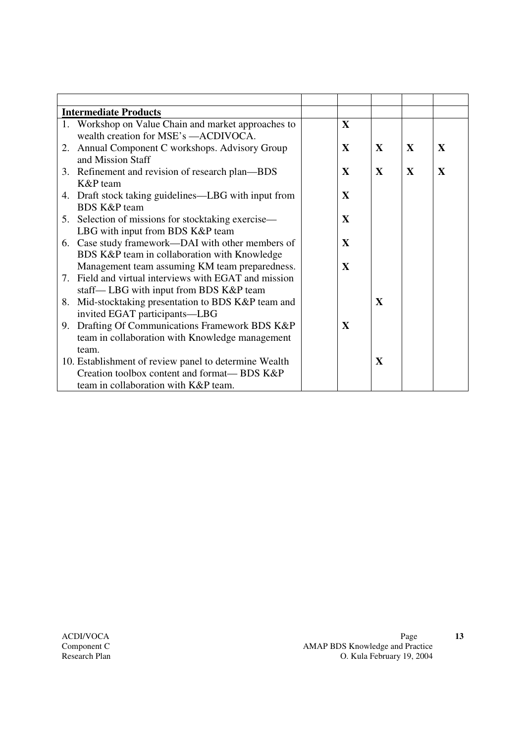| | | | | | |
|---|---|---|---|---|---|
| | | | | | |
| **Intermediate Products** | | | | | |
| 1. Workshop on Value Chain and market approaches to wealth creation for MSE's —ACDIVOCA. | | **X** | | | |
| 2. Annual Component C workshops. Advisory Group and Mission Staff | | **X** | **X** | **X** | **X** |
| 3. Refinement and revision of research plan—BDS K&P team | | **X** | **X** | **X** | **X** |
| 4. Draft stock taking guidelines—LBG with input from BDS K&P team | | **X** | | | |
| 5. Selection of missions for stocktaking exercise—LBG with input from BDS K&P team | | **X** | | | |
| 6. Case study framework—DAI with other members of BDS K&P team in collaboration with Knowledge Management team assuming KM team preparedness. | | **X** **X** | | | |
| 7. Field and virtual interviews with EGAT and mission staff— LBG with input from BDS K&P team | | | | | |
| 8. Mid-stocktaking presentation to BDS K&P team and invited EGAT participants—LBG | | | **X** | | |
| 9. Drafting Of Communications Framework BDS K&P team in collaboration with Knowledge management team. | | **X** | | | |
| 10. Establishment of review panel to determine Wealth Creation toolbox content and format— BDS K&P team in collaboration with K&P team. | | | **X** | | |